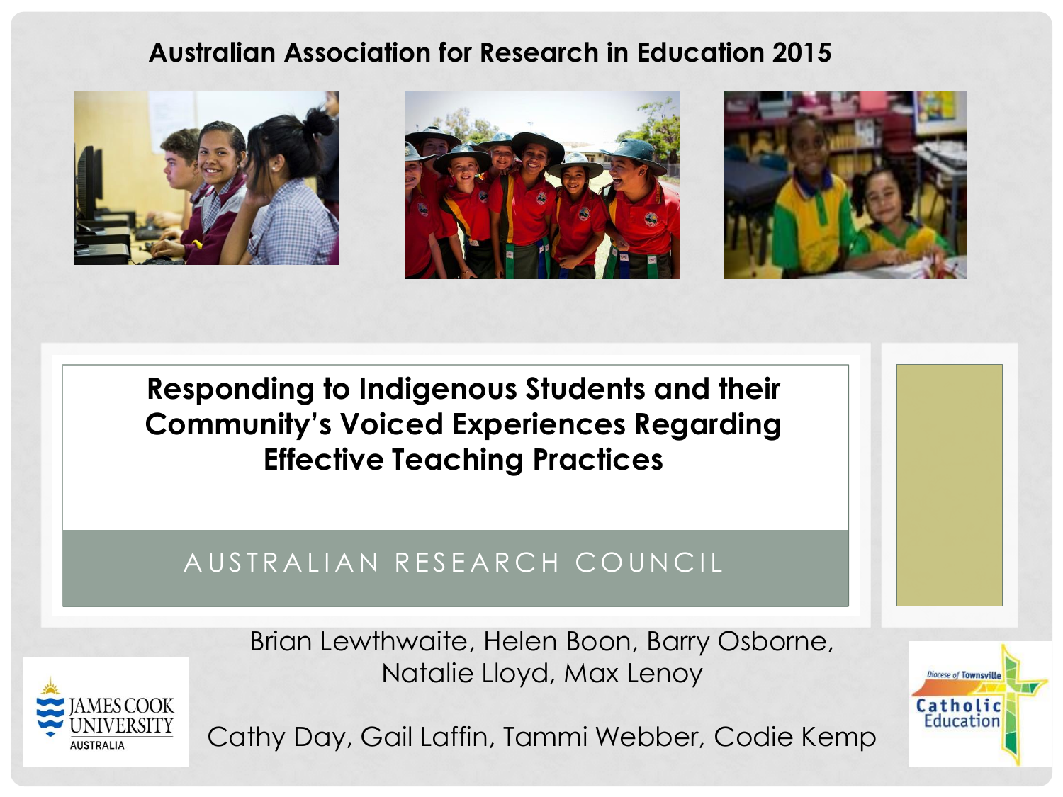Australian Association for Research in Education 2015

# Responding to Indigenous Students and their Community's Voiced Experiences Regarding Effective Teaching Practices

## AUSTRALIAN RESEARCH COUNCIL

Brian Lewthwaite, Helen Boon, Barry Osborne, Natalie Lloyd, Max Lenoy

Cathy Day, Gail Laffin, Tammi Webber, Codie Kemp

JAMES COOK UNIVERSITY AUSTRALIA

Diocese of Townsville Catholic Education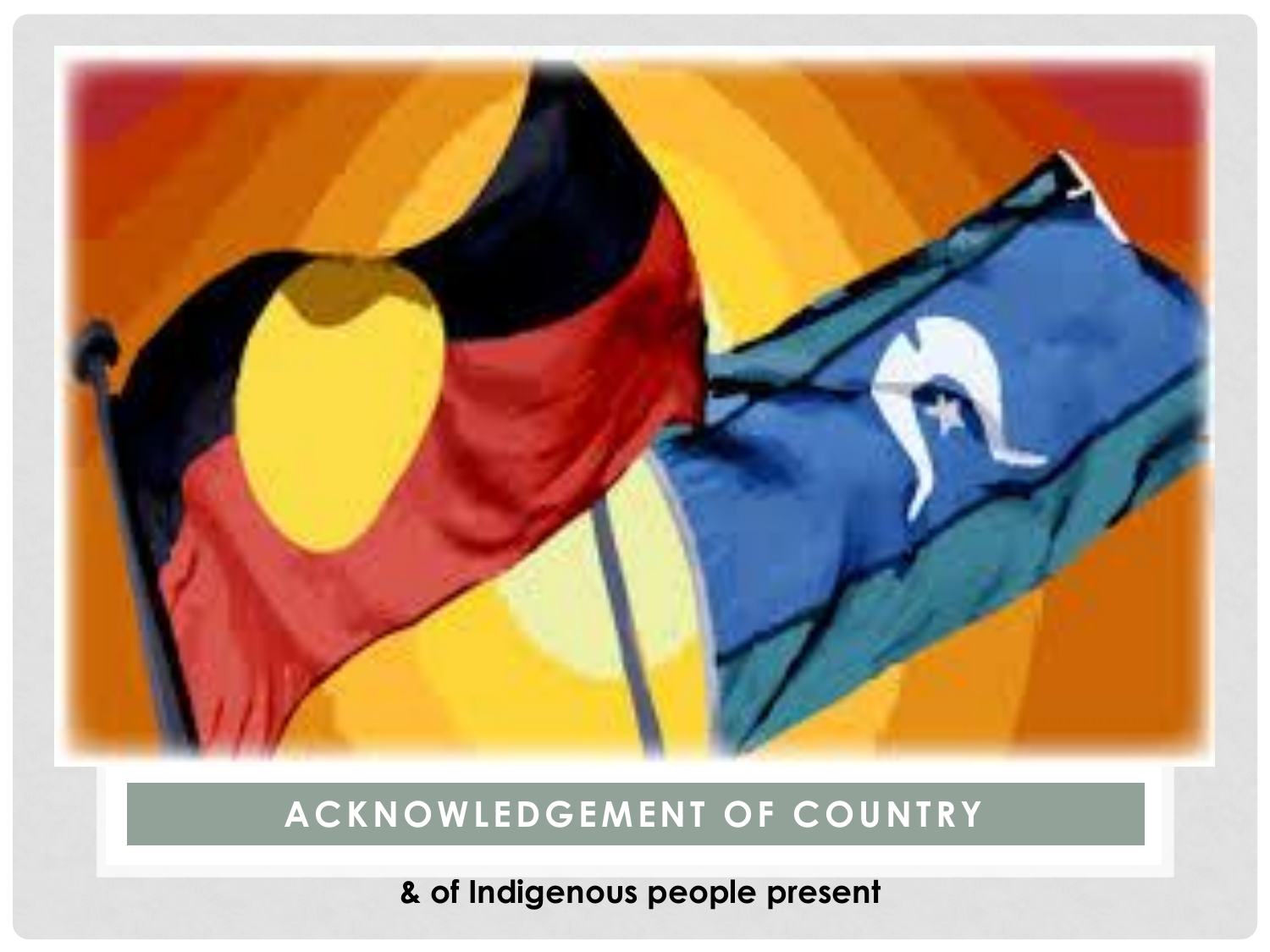# ACKNOWLEDGEMENT OF COUNTRY

**& of Indigenous people present**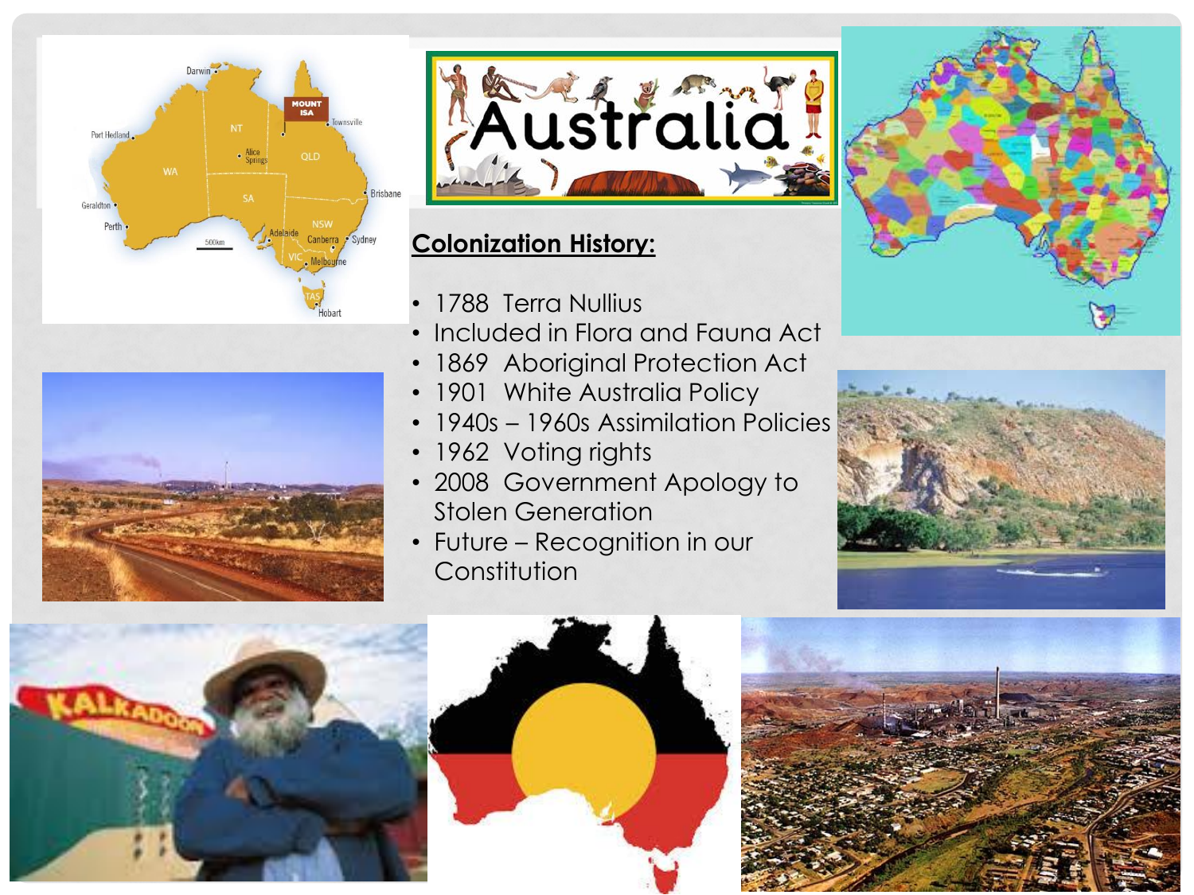## Colonization History:

- 1788 Terra Nullius
- Included in Flora and Fauna Act
- 1869 Aboriginal Protection Act
- 1901 White Australia Policy
- 1940s – 1960s Assimilation Policies
- 1962 Voting rights
- 2008 Government Apology to Stolen Generation
- Future – Recognition in our Constitution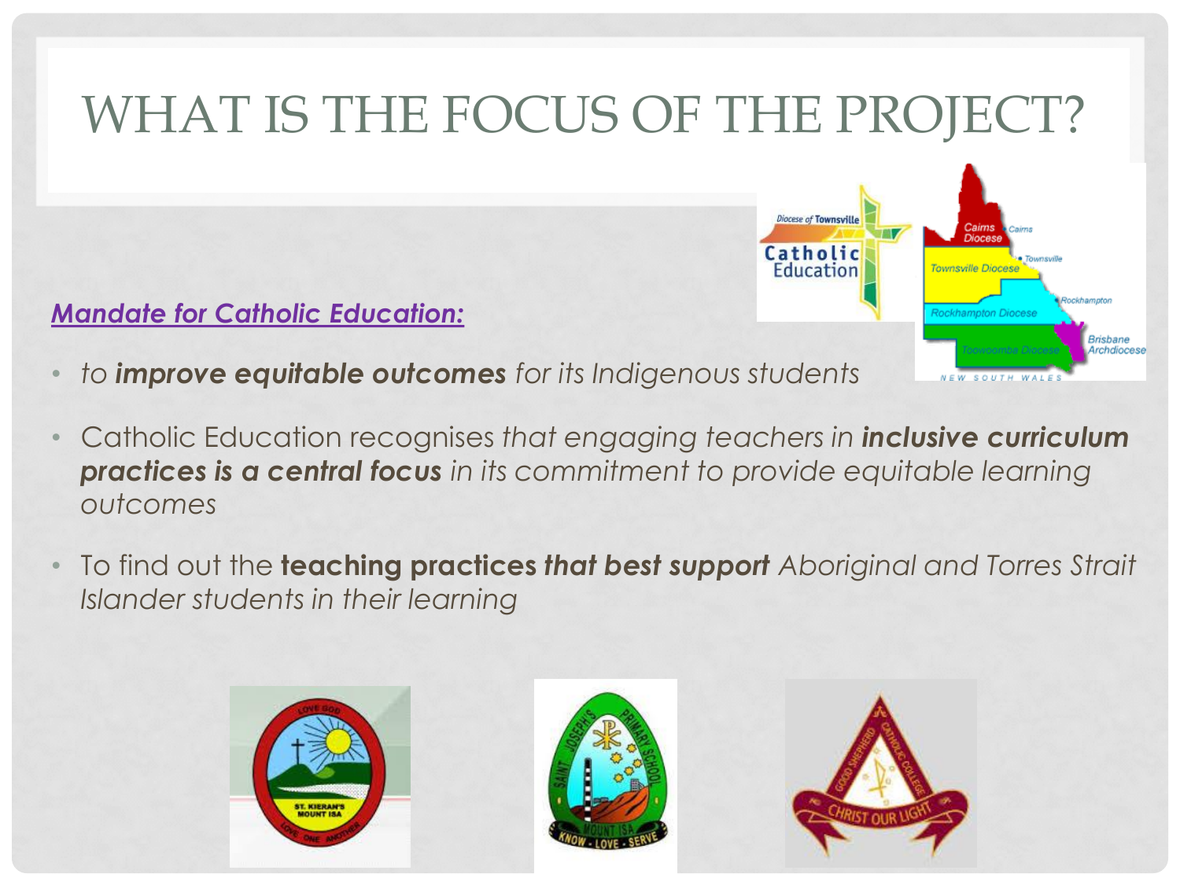# WHAT IS THE FOCUS OF THE PROJECT?

***Mandate for Catholic Education:***

- *to **improve equitable outcomes** for its Indigenous students*
- Catholic Education recognises *that engaging teachers in **inclusive curriculum practices is a central focus** in its commitment to provide equitable learning outcomes*
- To find out the **teaching practices *that best support*** *Aboriginal and Torres Strait Islander students in their learning*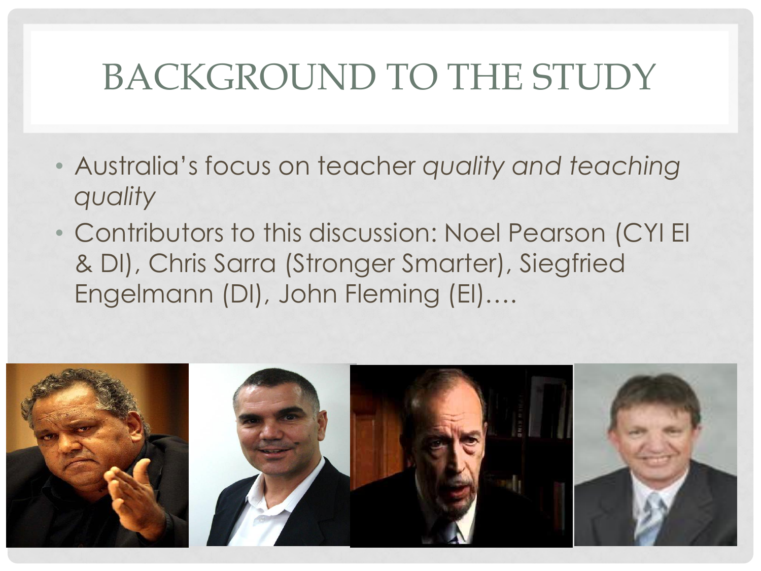# BACKGROUND TO THE STUDY

- Australia's focus on teacher *quality and teaching quality*
- Contributors to this discussion: Noel Pearson (CYI EI & DI), Chris Sarra (Stronger Smarter), Siegfried Engelmann (DI), John Fleming (EI)….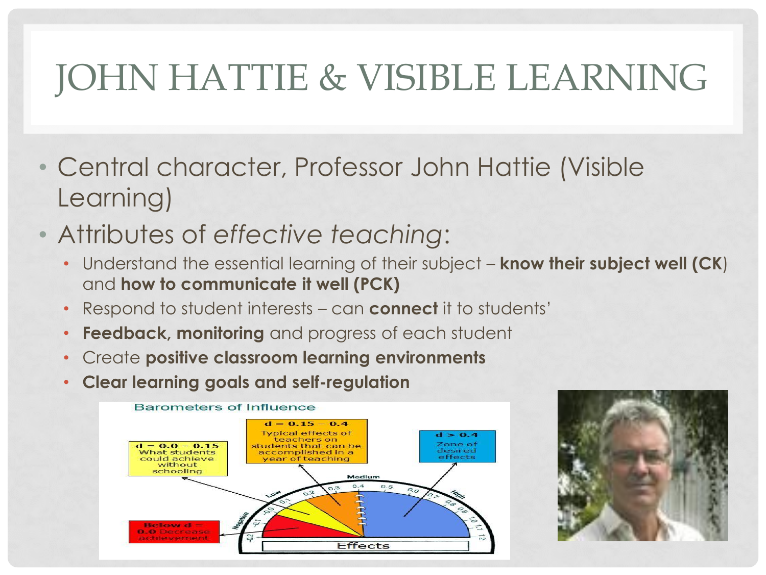# JOHN HATTIE & VISIBLE LEARNING

- Central character, Professor John Hattie (Visible Learning)
- Attributes of *effective teaching*:
  - Understand the essential learning of their subject – **know their subject well (CK**) and **how to communicate it well (PCK)**
  - Respond to student interests – can **connect** it to students'
  - **Feedback, monitoring** and progress of each student
  - Create **positive classroom learning environments**
  - **Clear learning goals and self-regulation**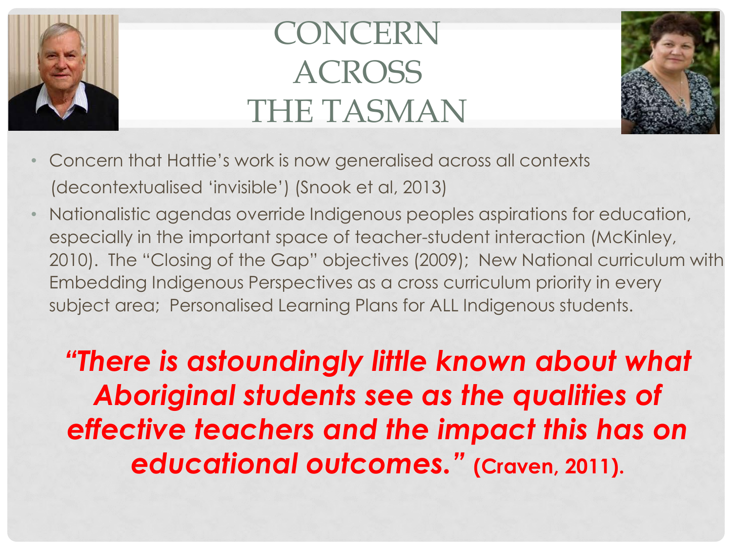# CONCERN ACROSS THE TASMAN

- Concern that Hattie's work is now generalised across all contexts (decontextualised 'invisible') (Snook et al, 2013)
- Nationalistic agendas override Indigenous peoples aspirations for education, especially in the important space of teacher-student interaction (McKinley, 2010). The "Closing of the Gap" objectives (2009); New National curriculum with Embedding Indigenous Perspectives as a cross curriculum priority in every subject area; Personalised Learning Plans for ALL Indigenous students.

***"There is astoundingly little known about what Aboriginal students see as the qualities of effective teachers and the impact this has on educational outcomes."*** **(Craven, 2011).**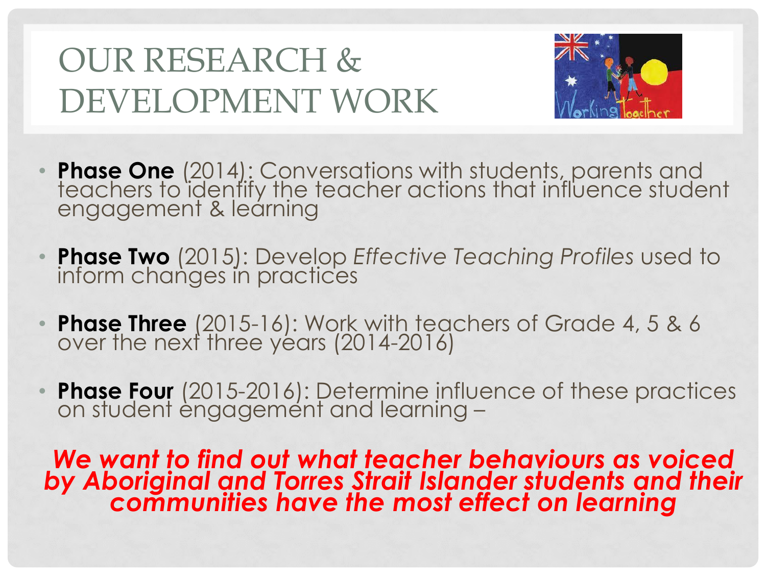# OUR RESEARCH & DEVELOPMENT WORK

- **Phase One** (2014): Conversations with students, parents and teachers to identify the teacher actions that influence student engagement & learning
- **Phase Two** (2015): Develop *Effective Teaching Profiles* used to inform changes in practices
- **Phase Three** (2015-16): Work with teachers of Grade 4, 5 & 6 over the next three years (2014-2016)
- **Phase Four** (2015-2016): Determine influence of these practices on student engagement and learning –

***We want to find out what teacher behaviours as voiced by Aboriginal and Torres Strait Islander students and their communities have the most effect on learning***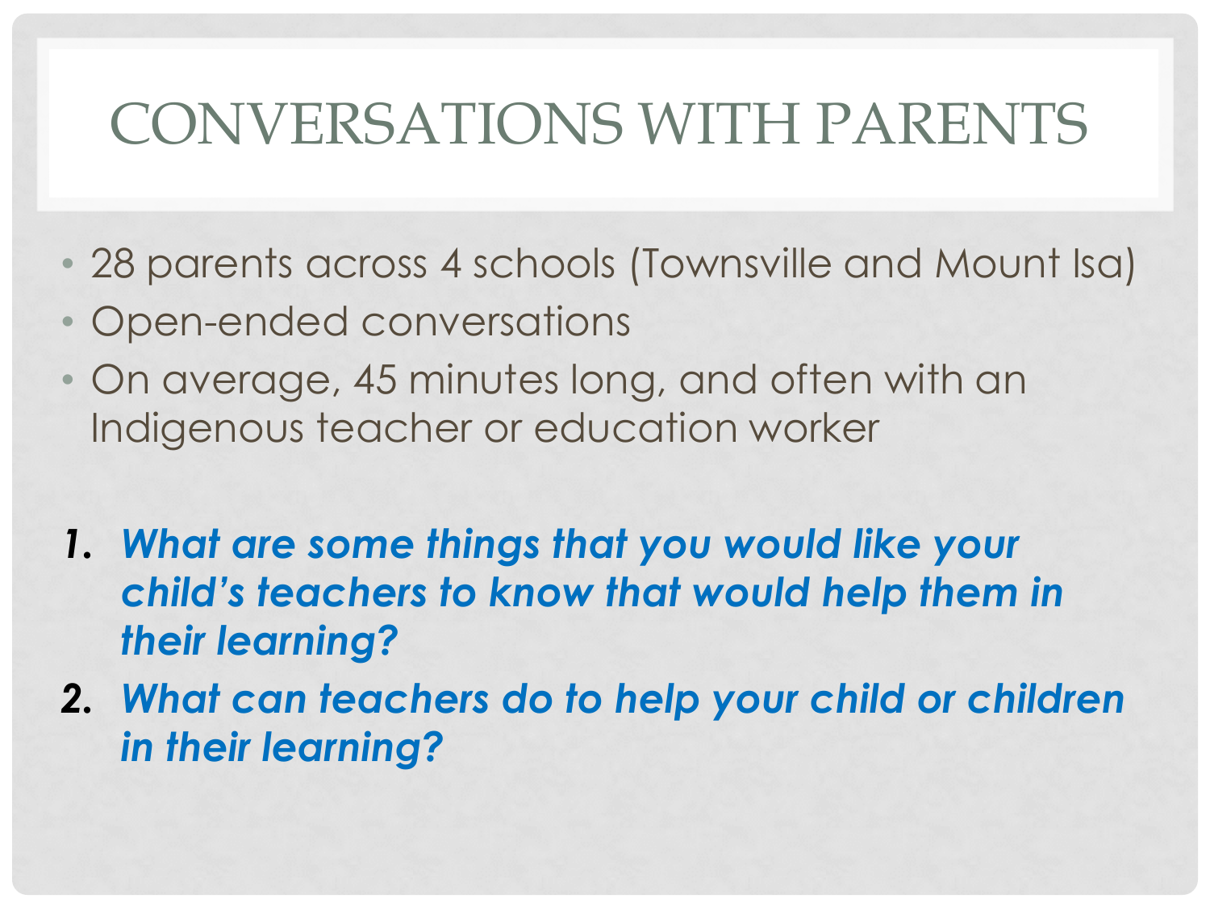# CONVERSATIONS WITH PARENTS

- 28 parents across 4 schools (Townsville and Mount Isa)
- Open-ended conversations
- On average, 45 minutes long, and often with an Indigenous teacher or education worker

1. ***What are some things that you would like your child's teachers to know that would help them in their learning?***
2. ***What can teachers do to help your child or children in their learning?***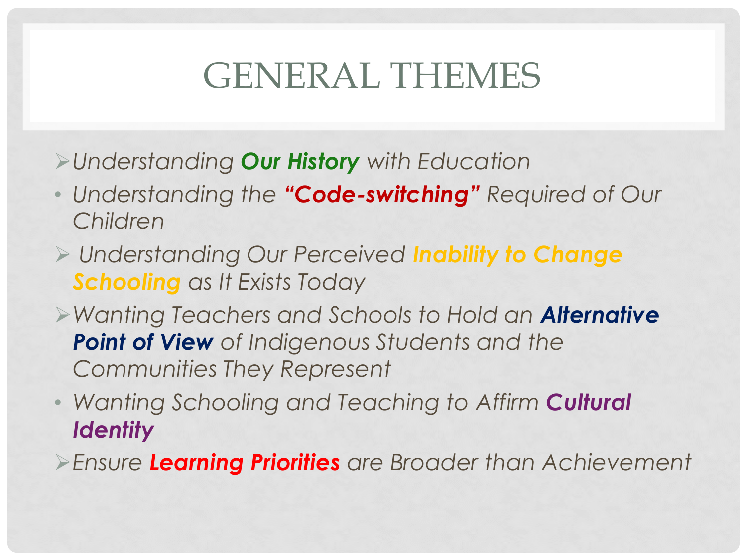# GENERAL THEMES

- *Understanding* ***Our History*** *with Education*
- *Understanding the* ***"Code-switching"*** *Required of Our Children*
- *Understanding Our Perceived* ***Inability to Change Schooling*** *as It Exists Today*
- *Wanting Teachers and Schools to Hold an* ***Alternative Point of View*** *of Indigenous Students and the Communities They Represent*
- *Wanting Schooling and Teaching to Affirm* ***Cultural Identity***
- *Ensure* ***Learning Priorities*** *are Broader than Achievement*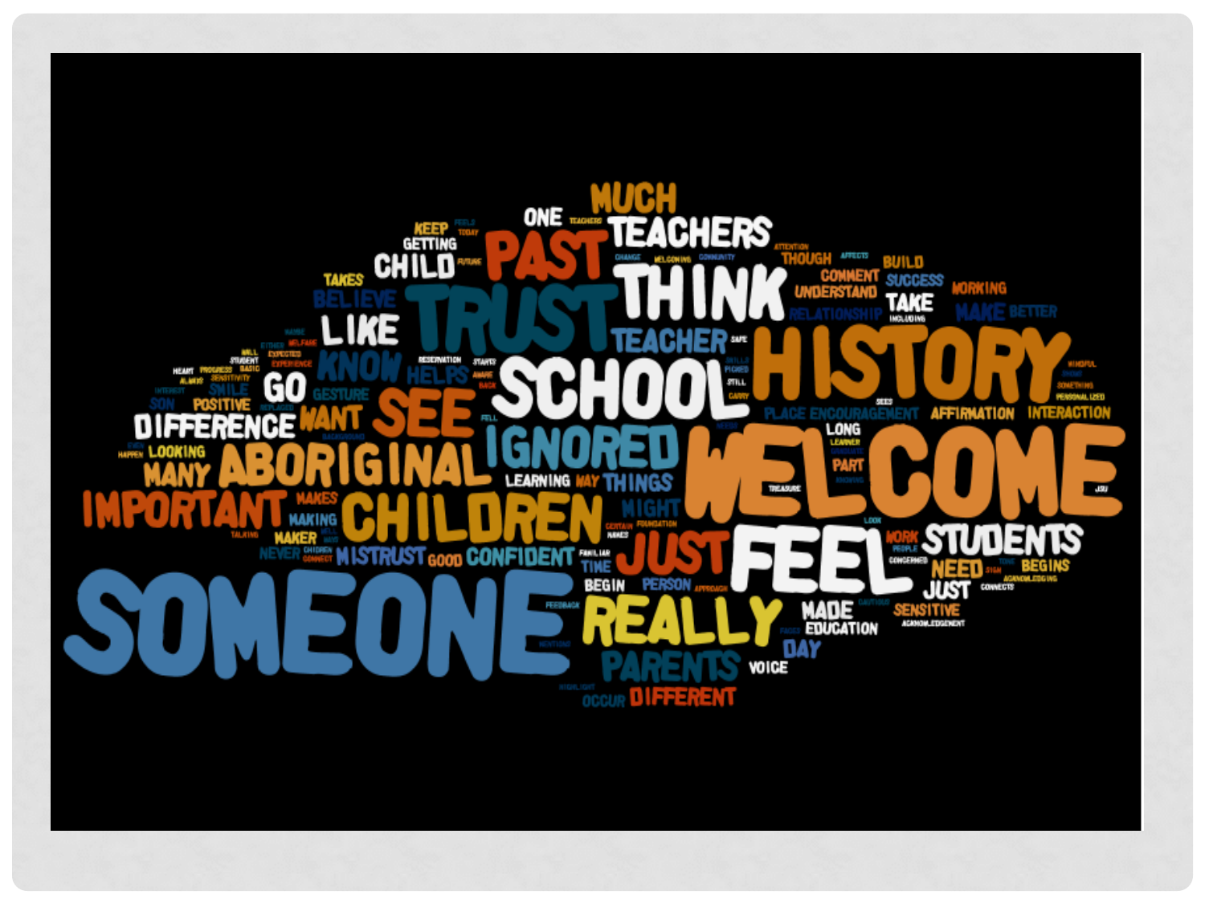SOMEONE WELCOME HISTORY TRUST SCHOOL FEEL THINK PAST TEACHERS CHILDREN ABORIGINAL SEE IGNORED REALLY JUST STUDENTS IMPORTANT DIFFERENCE MUCH ONE CHILD LIKE KNOW GO WANT MANY TEACHER PARENTS DIFFERENT CONFIDENT MISTRUST THINGS MIGHT PERSON BEGIN TIME LEARNING WAY GOOD NEVER MAKER MAKING MAKES LOOKING POSITIVE SMILE GESTURE HELPS BELIEVE TAKES GETTING KEEP SON PLACE ENCOURAGEMENT AFFIRMATION INTERACTION LONG PART BUILD SUCCESS WORKING TAKE MAKE BETTER RELATIONSHIP UNDERSTAND COMMENT THOUGH NEED BEGINS SENSITIVE MADE EDUCATION DAY VOICE OCCUR WORK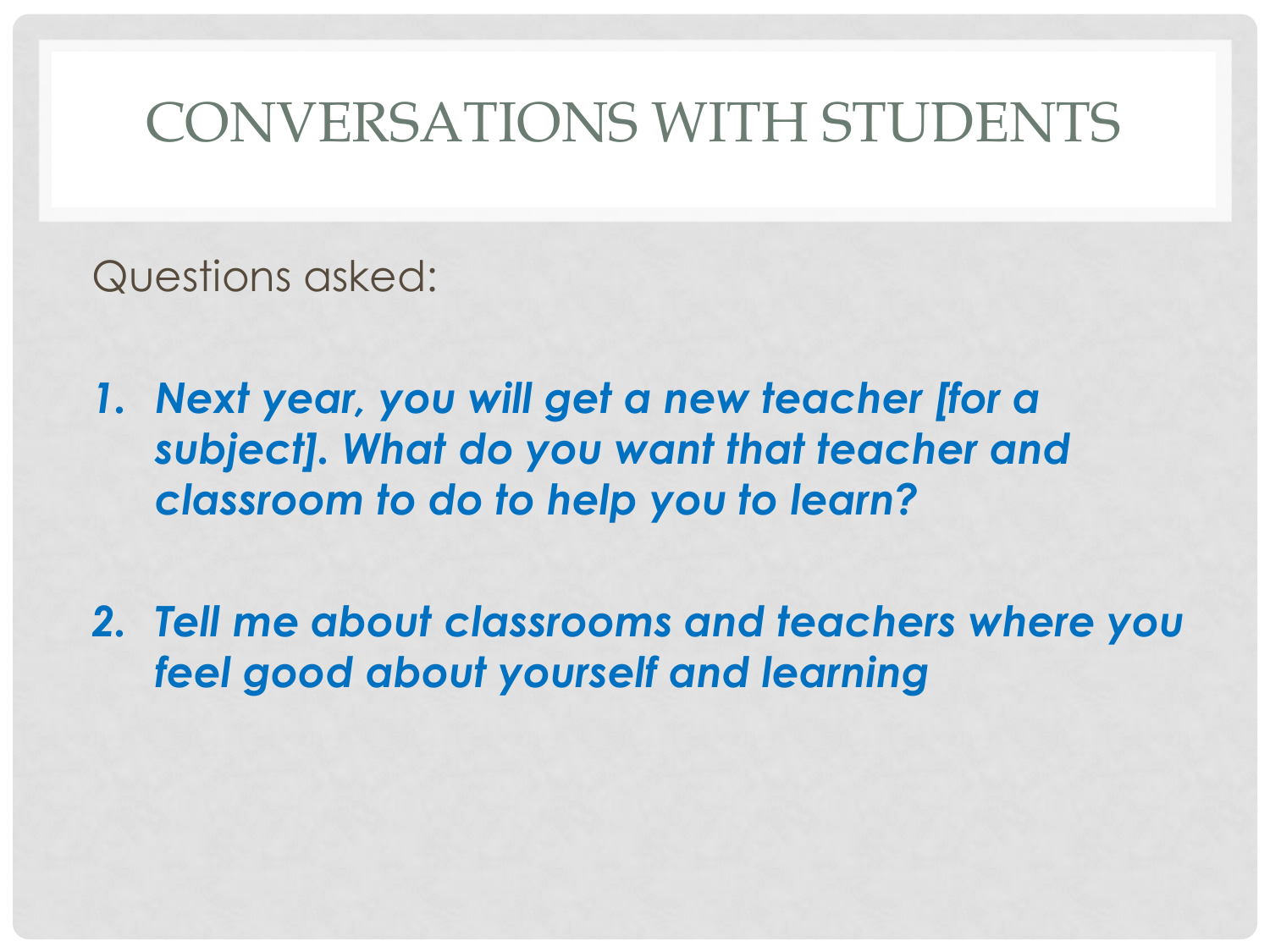# CONVERSATIONS WITH STUDENTS

Questions asked:

1. ***Next year, you will get a new teacher [for a subject]. What do you want that teacher and classroom to do to help you to learn?***

2. ***Tell me about classrooms and teachers where you feel good about yourself and learning***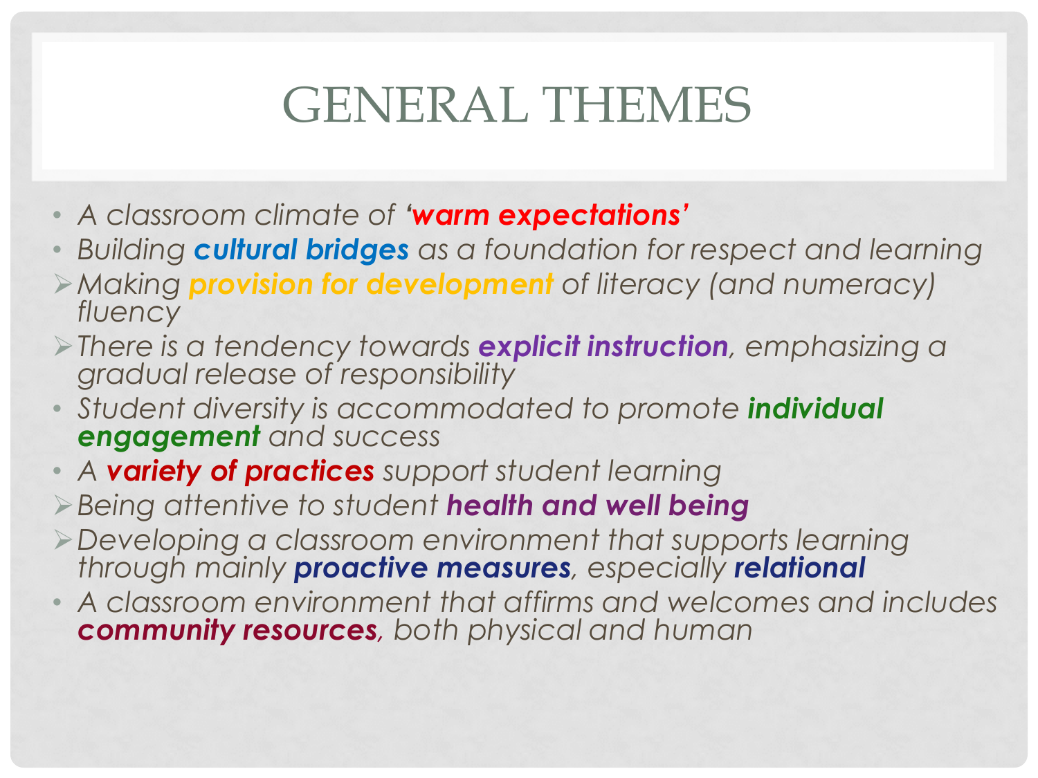# GENERAL THEMES

- *A classroom climate of **'warm expectations'***
- *Building **cultural bridges** as a foundation for respect and learning*
- *Making **provision for development** of literacy (and numeracy) fluency*
- *There is a tendency towards **explicit instruction**, emphasizing a gradual release of responsibility*
- *Student diversity is accommodated to promote **individual engagement** and success*
- *A **variety of practices** support student learning*
- *Being attentive to student **health and well being***
- *Developing a classroom environment that supports learning through mainly **proactive measures**, especially **relational***
- *A classroom environment that affirms and welcomes and includes **community resources**, both physical and human*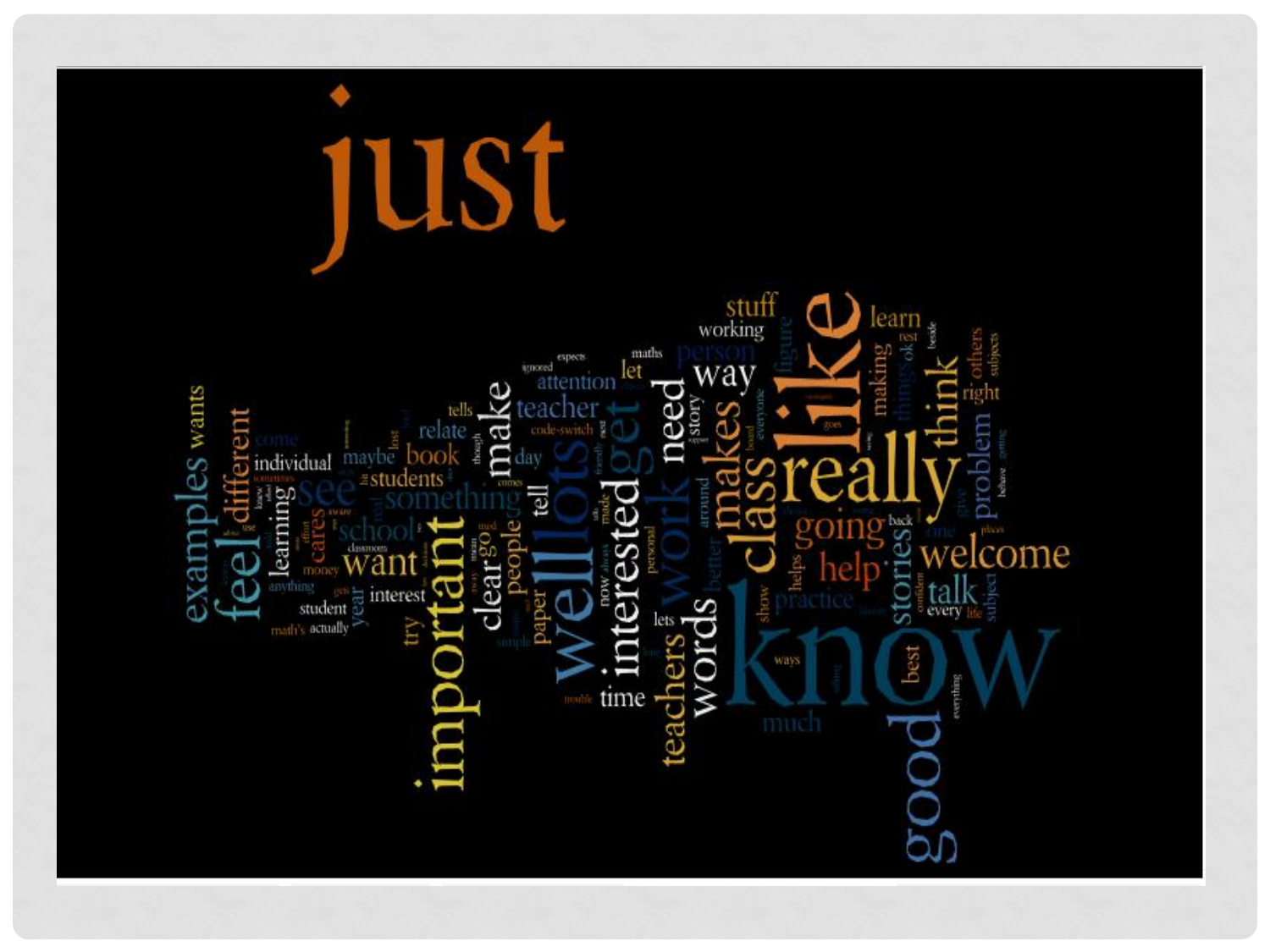just

know like really good important well lots get make interested work need words teachers class makes way feel examples wants different see school something want book students relate teacher attention let person learn stuff working think welcome help going stories talk problem right others figure making things practice better time best much individual learning cares student interest year paper people clear try tell day maybe come code-switch story maths ok rest subjects back one every subject life show helps ways lets now anything actually math's money around personal expects ignored tells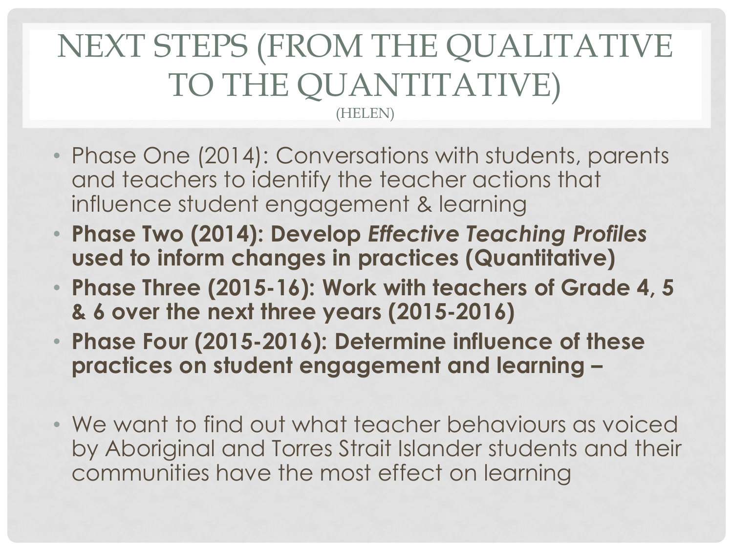# NEXT STEPS (FROM THE QUALITATIVE TO THE QUANTITATIVE)

(HELEN)

- Phase One (2014): Conversations with students, parents and teachers to identify the teacher actions that influence student engagement & learning
- **Phase Two (2014): Develop *Effective Teaching Profiles* used to inform changes in practices (Quantitative)**
- **Phase Three (2015-16): Work with teachers of Grade 4, 5 & 6 over the next three years (2015-2016)**
- **Phase Four (2015-2016): Determine influence of these practices on student engagement and learning –**

- We want to find out what teacher behaviours as voiced by Aboriginal and Torres Strait Islander students and their communities have the most effect on learning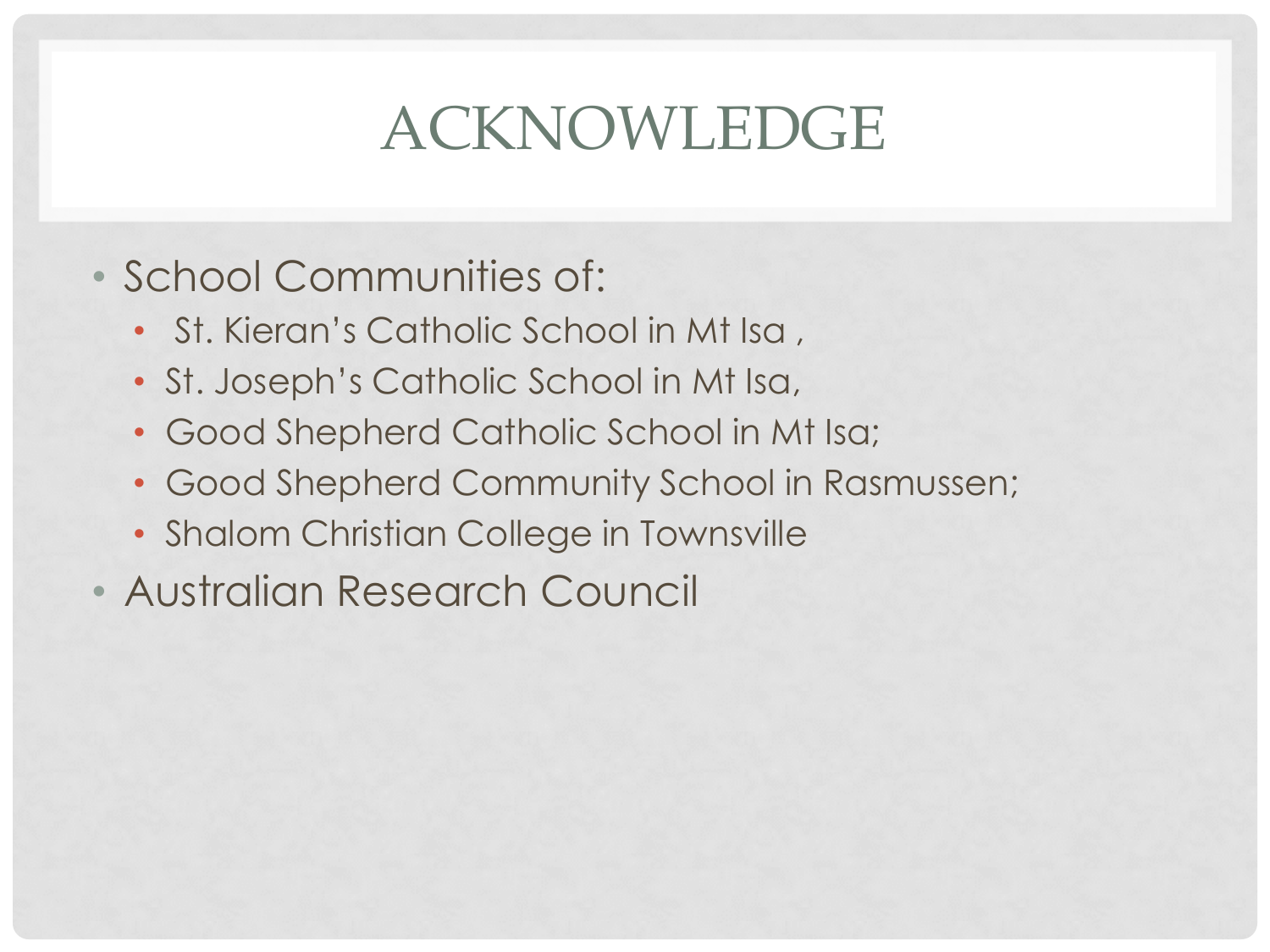# ACKNOWLEDGE

- School Communities of:
  - St. Kieran's Catholic School in Mt Isa ,
  - St. Joseph's Catholic School in Mt Isa,
  - Good Shepherd Catholic School in Mt Isa;
  - Good Shepherd Community School in Rasmussen;
  - Shalom Christian College in Townsville
- Australian Research Council